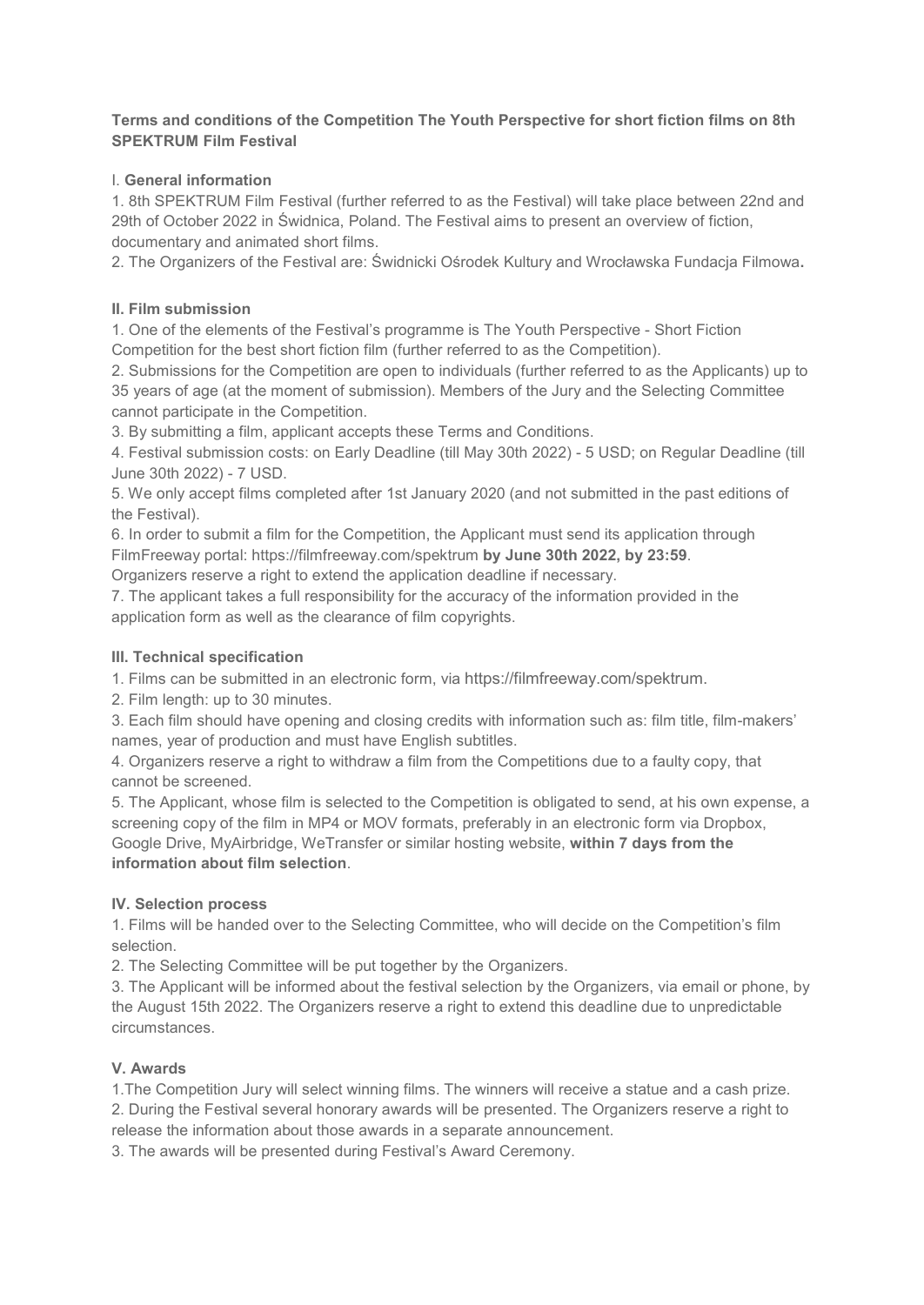**Terms and conditions of the Competition The Youth Perspective for short fiction films on 8th SPEKTRUM Film Festival**

I. **General information**

1. 8th SPEKTRUM Film Festival (further referred to as the Festival) will take place between 22nd and 29th of October 2022 in Świdnica, Poland. The Festival aims to present an overview of fiction, documentary and animated short films.
2. The Organizers of the Festival are: Świdnicki Ośrodek Kultury and Wrocławska Fundacja Filmowa**.**

**II. Film submission**

1. One of the elements of the Festival's programme is The Youth Perspective - Short Fiction Competition for the best short fiction film (further referred to as the Competition).
2. Submissions for the Competition are open to individuals (further referred to as the Applicants) up to 35 years of age (at the moment of submission). Members of the Jury and the Selecting Committee cannot participate in the Competition.
3. By submitting a film, applicant accepts these Terms and Conditions.
4. Festival submission costs: on Early Deadline (till May 30th 2022) - 5 USD; on Regular Deadline (till June 30th 2022) - 7 USD.
5. We only accept films completed after 1st January 2020 (and not submitted in the past editions of the Festival).
6. In order to submit a film for the Competition, the Applicant must send its application through FilmFreeway portal: https://filmfreeway.com/spektrum **by June 30th 2022, by 23:59**.
Organizers reserve a right to extend the application deadline if necessary.
7. The applicant takes a full responsibility for the accuracy of the information provided in the application form as well as the clearance of film copyrights.

**III. Technical specification**

1. Films can be submitted in an electronic form, via https://filmfreeway.com/spektrum.
2. Film length: up to 30 minutes.
3. Each film should have opening and closing credits with information such as: film title, film-makers' names, year of production and must have English subtitles.
4. Organizers reserve a right to withdraw a film from the Competitions due to a faulty copy, that cannot be screened.
5. The Applicant, whose film is selected to the Competition is obligated to send, at his own expense, a screening copy of the film in MP4 or MOV formats, preferably in an electronic form via Dropbox, Google Drive, MyAirbridge, WeTransfer or similar hosting website, **within 7 days from the information about film selection**.

**IV. Selection process**

1. Films will be handed over to the Selecting Committee, who will decide on the Competition's film selection.
2. The Selecting Committee will be put together by the Organizers.
3. The Applicant will be informed about the festival selection by the Organizers, via email or phone, by the August 15th 2022. The Organizers reserve a right to extend this deadline due to unpredictable circumstances.

**V. Awards**

1. The Competition Jury will select winning films. The winners will receive a statue and a cash prize.
2. During the Festival several honorary awards will be presented. The Organizers reserve a right to release the information about those awards in a separate announcement.
3. The awards will be presented during Festival's Award Ceremony.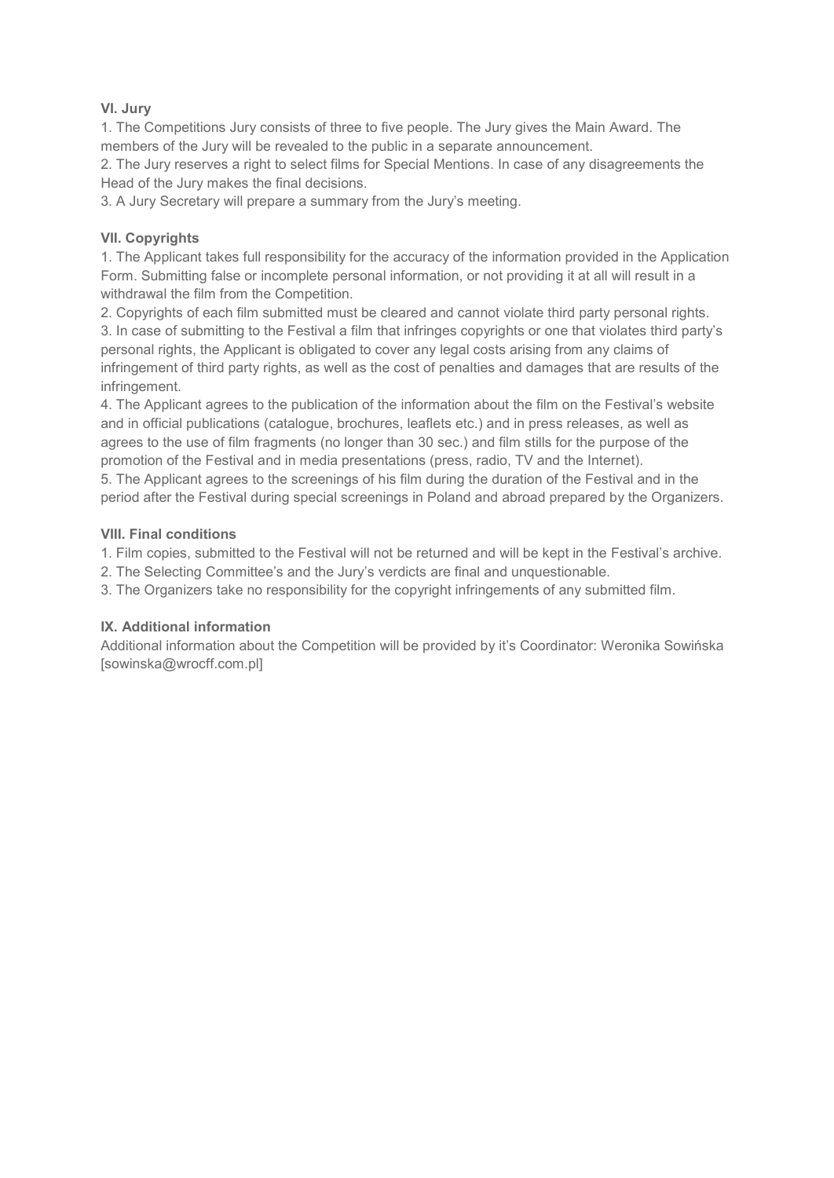### VI. Jury

1. The Competitions Jury consists of three to five people. The Jury gives the Main Award. The members of the Jury will be revealed to the public in a separate announcement.
2. The Jury reserves a right to select films for Special Mentions. In case of any disagreements the Head of the Jury makes the final decisions.
3. A Jury Secretary will prepare a summary from the Jury's meeting.

### VII. Copyrights

1. The Applicant takes full responsibility for the accuracy of the information provided in the Application Form. Submitting false or incomplete personal information, or not providing it at all will result in a withdrawal the film from the Competition.
2. Copyrights of each film submitted must be cleared and cannot violate third party personal rights.
3. In case of submitting to the Festival a film that infringes copyrights or one that violates third party's personal rights, the Applicant is obligated to cover any legal costs arising from any claims of infringement of third party rights, as well as the cost of penalties and damages that are results of the infringement.
4. The Applicant agrees to the publication of the information about the film on the Festival's website and in official publications (catalogue, brochures, leaflets etc.) and in press releases, as well as agrees to the use of film fragments (no longer than 30 sec.) and film stills for the purpose of the promotion of the Festival and in media presentations (press, radio, TV and the Internet).
5. The Applicant agrees to the screenings of his film during the duration of the Festival and in the period after the Festival during special screenings in Poland and abroad prepared by the Organizers.

### VIII. Final conditions

1. Film copies, submitted to the Festival will not be returned and will be kept in the Festival's archive.
2. The Selecting Committee's and the Jury's verdicts are final and unquestionable.
3. The Organizers take no responsibility for the copyright infringements of any submitted film.

### IX. Additional information

Additional information about the Competition will be provided by it's Coordinator: Weronika Sowińska [sowinska@wrocff.com.pl]